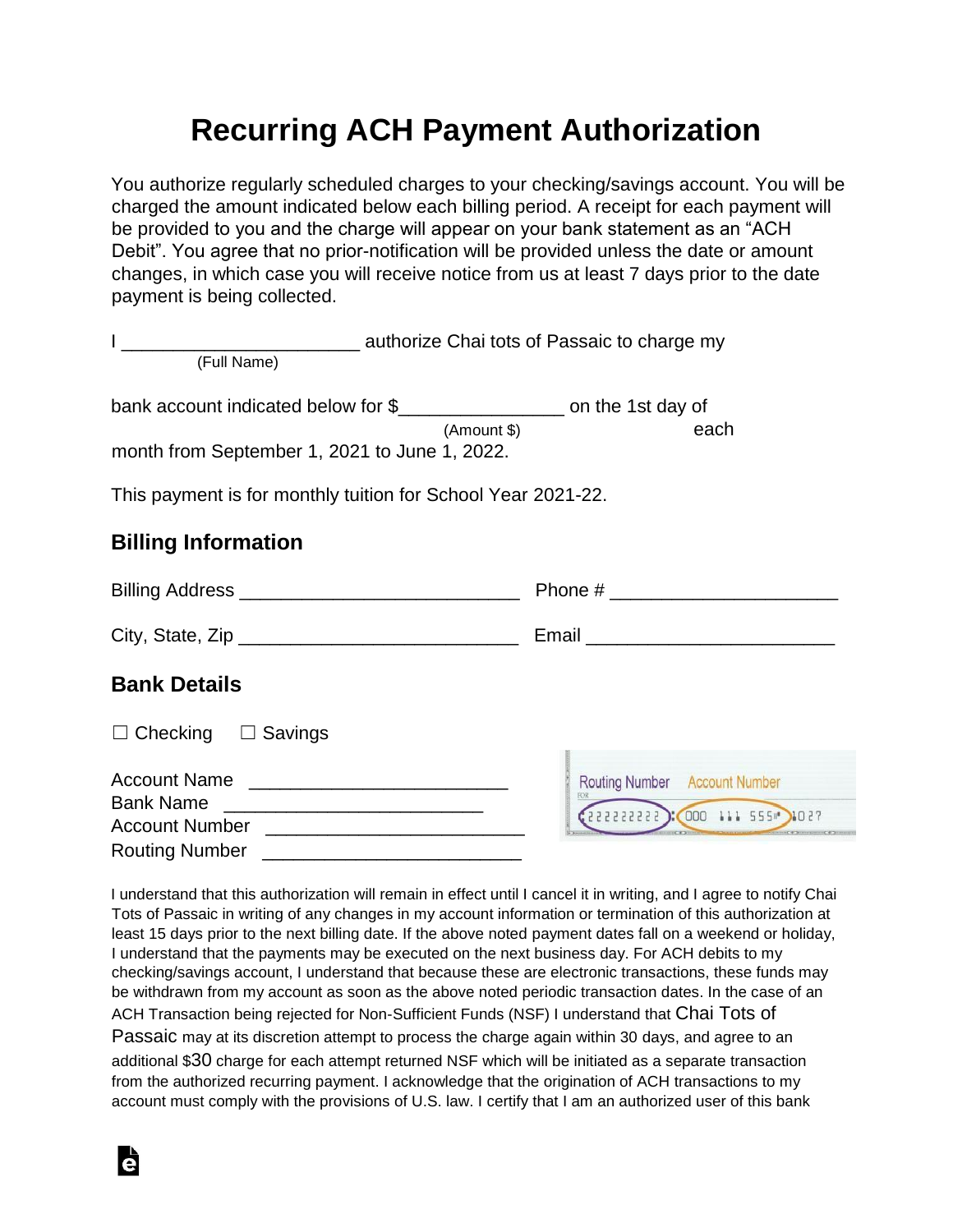# Recurring ACH Payment Authorization

You authorize regularly scheduled charges to your checking/savings account. You will be charged the amount indicated below each billing period. A receipt for each payment will be provided to you and the charge will appear on your bank statement as an "ACH Debit". You agree that no prior-notification will be provided unless the date or amount changes, in which case you will receive notice from us at least 7 days prior to the date payment is being collected.

I _______________________ authorize Chai tots of Passaic to charge my
(Full Name)

bank account indicated below for $________________ on the 1st day of each
(Amount $)

month from September 1, 2021 to June 1, 2022.

This payment is for monthly tuition for School Year 2021-22.

## Billing Information

Billing Address ___________________________ Phone # ______________________

City, State, Zip ___________________________ Email ________________________

## Bank Details

☐ Checking ☐ Savings

Account Name _________________________
Bank Name _________________________
Account Number _________________________
Routing Number _________________________

Routing Number Account Number

I understand that this authorization will remain in effect until I cancel it in writing, and I agree to notify Chai Tots of Passaic in writing of any changes in my account information or termination of this authorization at least 15 days prior to the next billing date. If the above noted payment dates fall on a weekend or holiday, I understand that the payments may be executed on the next business day. For ACH debits to my checking/savings account, I understand that because these are electronic transactions, these funds may be withdrawn from my account as soon as the above noted periodic transaction dates. In the case of an ACH Transaction being rejected for Non-Sufficient Funds (NSF) I understand that Chai Tots of Passaic may at its discretion attempt to process the charge again within 30 days, and agree to an additional $30 charge for each attempt returned NSF which will be initiated as a separate transaction from the authorized recurring payment. I acknowledge that the origination of ACH transactions to my account must comply with the provisions of U.S. law. I certify that I am an authorized user of this bank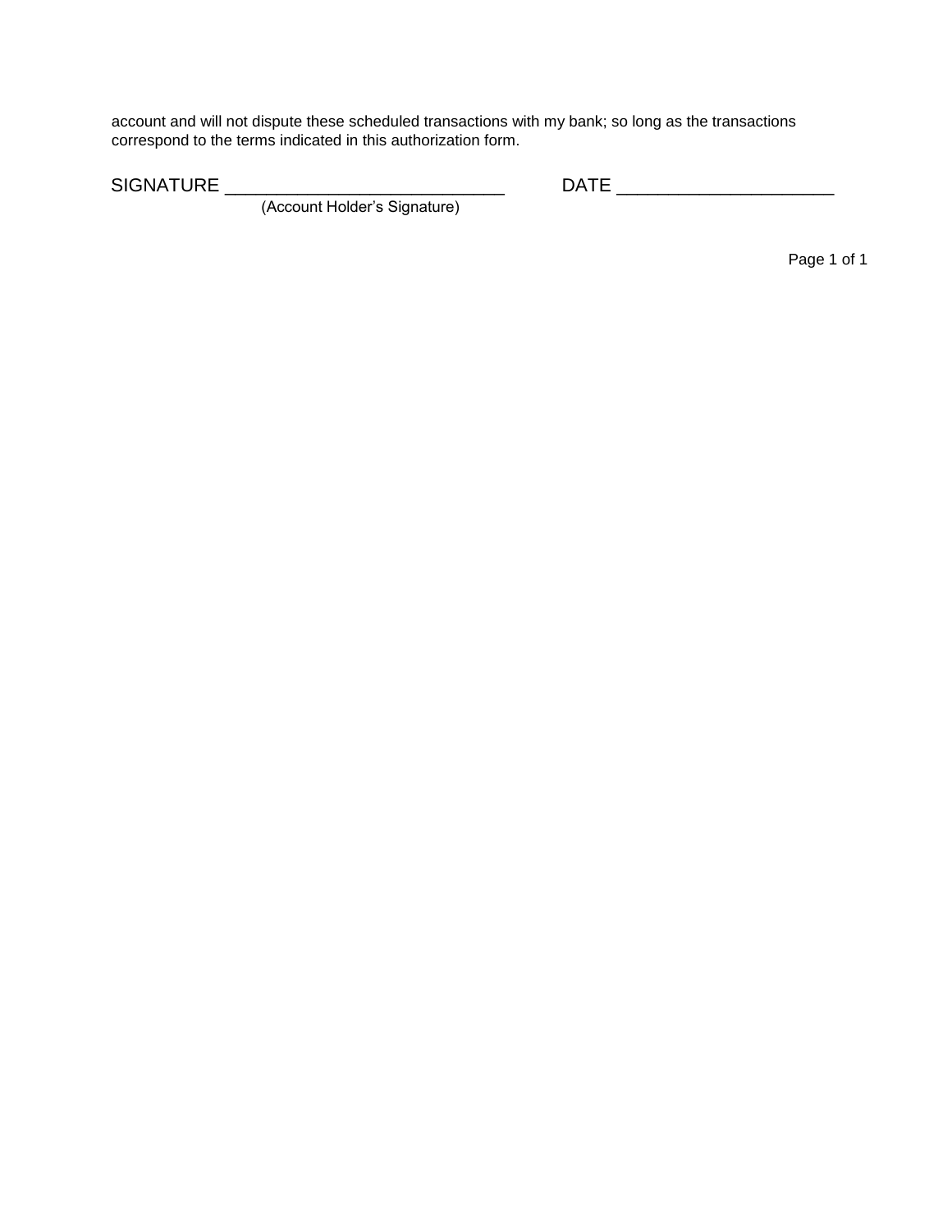account and will not dispute these scheduled transactions with my bank; so long as the transactions correspond to the terms indicated in this authorization form.

SIGNATURE ____________________________ DATE ______________________
(Account Holder's Signature)